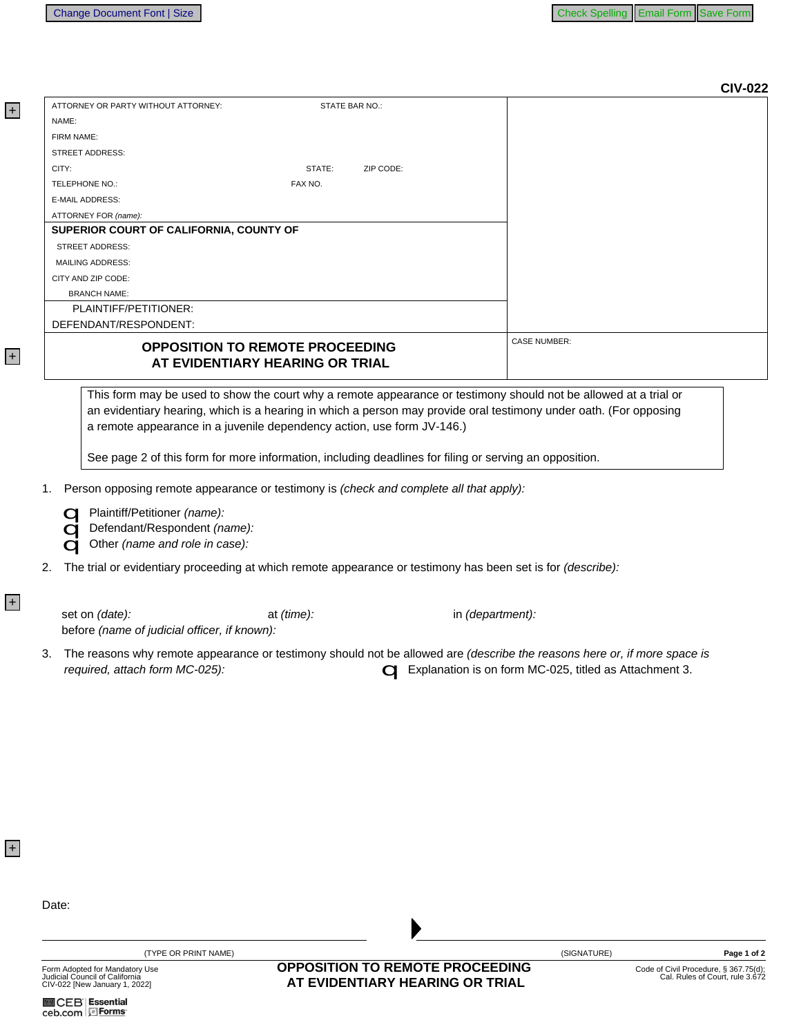CIV-022

| ATTORNEY OR PARTY WITHOUT ATTORNEY: STATE BAR NO.: | |
|---|---|
| NAME: | |
| FIRM NAME: | |
| STREET ADDRESS: | |
| CITY: STATE: ZIP CODE: | |
| TELEPHONE NO.: FAX NO. | |
| E-MAIL ADDRESS: | |
| ATTORNEY FOR *(name)*: | |
| **SUPERIOR COURT OF CALIFORNIA, COUNTY OF** | |
| STREET ADDRESS: | |
| MAILING ADDRESS: | |
| CITY AND ZIP CODE: | |
| BRANCH NAME: | |
| PLAINTIFF/PETITIONER: | |
| DEFENDANT/RESPONDENT: | |
| **OPPOSITION TO REMOTE PROCEEDING AT EVIDENTIARY HEARING OR TRIAL** | CASE NUMBER: |

This form may be used to show the court why a remote appearance or testimony should not be allowed at a trial or an evidentiary hearing, which is a hearing in which a person may provide oral testimony under oath. (For opposing a remote appearance in a juvenile dependency action, use form JV-146.)

See page 2 of this form for more information, including deadlines for filing or serving an opposition.

1. Person opposing remote appearance or testimony is *(check and complete all that apply):*
   - ☐ Plaintiff/Petitioner *(name):*
   - ☐ Defendant/Respondent *(name):*
   - ☐ Other *(name and role in case):*

2. The trial or evidentiary proceeding at which remote appearance or testimony has been set is for *(describe):*

   set on *(date):* at *(time):* in *(department):*
   before *(name of judicial officer, if known):*

3. The reasons why remote appearance or testimony should not be allowed are *(describe the reasons here or, if more space is required, attach form MC-025):*
   ☐ Explanation is on form MC-025, titled as Attachment 3.

Date:

(TYPE OR PRINT NAME) (SIGNATURE)

Form Adopted for Mandatory Use
Judicial Council of California
CIV-022 [New January 1, 2022]

**OPPOSITION TO REMOTE PROCEEDING AT EVIDENTIARY HEARING OR TRIAL**

Code of Civil Procedure, § 367.75(d);
Cal. Rules of Court, rule 3.672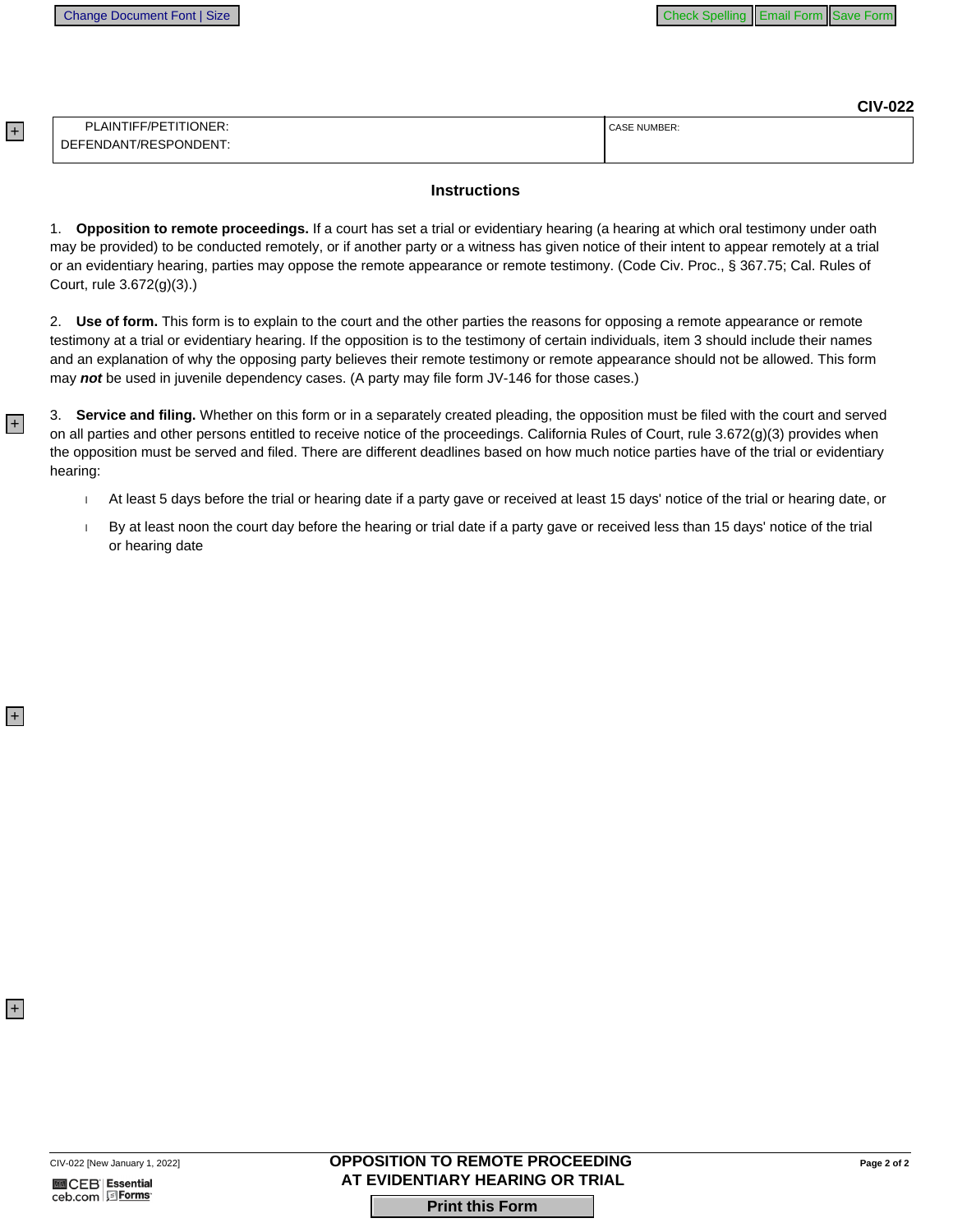CIV-022

| PLAINTIFF/PETITIONER: DEFENDANT/RESPONDENT: | CASE NUMBER: |
| --- | --- |

## Instructions

1. **Opposition to remote proceedings.** If a court has set a trial or evidentiary hearing (a hearing at which oral testimony under oath may be provided) to be conducted remotely, or if another party or a witness has given notice of their intent to appear remotely at a trial or an evidentiary hearing, parties may oppose the remote appearance or remote testimony. (Code Civ. Proc., § 367.75; Cal. Rules of Court, rule 3.672(g)(3).)

2. **Use of form.** This form is to explain to the court and the other parties the reasons for opposing a remote appearance or remote testimony at a trial or evidentiary hearing. If the opposition is to the testimony of certain individuals, item 3 should include their names and an explanation of why the opposing party believes their remote testimony or remote appearance should not be allowed. This form may ***not*** be used in juvenile dependency cases. (A party may file form JV-146 for those cases.)

3. **Service and filing.** Whether on this form or in a separately created pleading, the opposition must be filed with the court and served on all parties and other persons entitled to receive notice of the proceedings. California Rules of Court, rule 3.672(g)(3) provides when the opposition must be served and filed. There are different deadlines based on how much notice parties have of the trial or evidentiary hearing:

   - At least 5 days before the trial or hearing date if a party gave or received at least 15 days' notice of the trial or hearing date, or
   - By at least noon the court day before the hearing or trial date if a party gave or received less than 15 days' notice of the trial or hearing date

CIV-022 [New January 1, 2022]

**OPPOSITION TO REMOTE PROCEEDING AT EVIDENTIARY HEARING OR TRIAL**